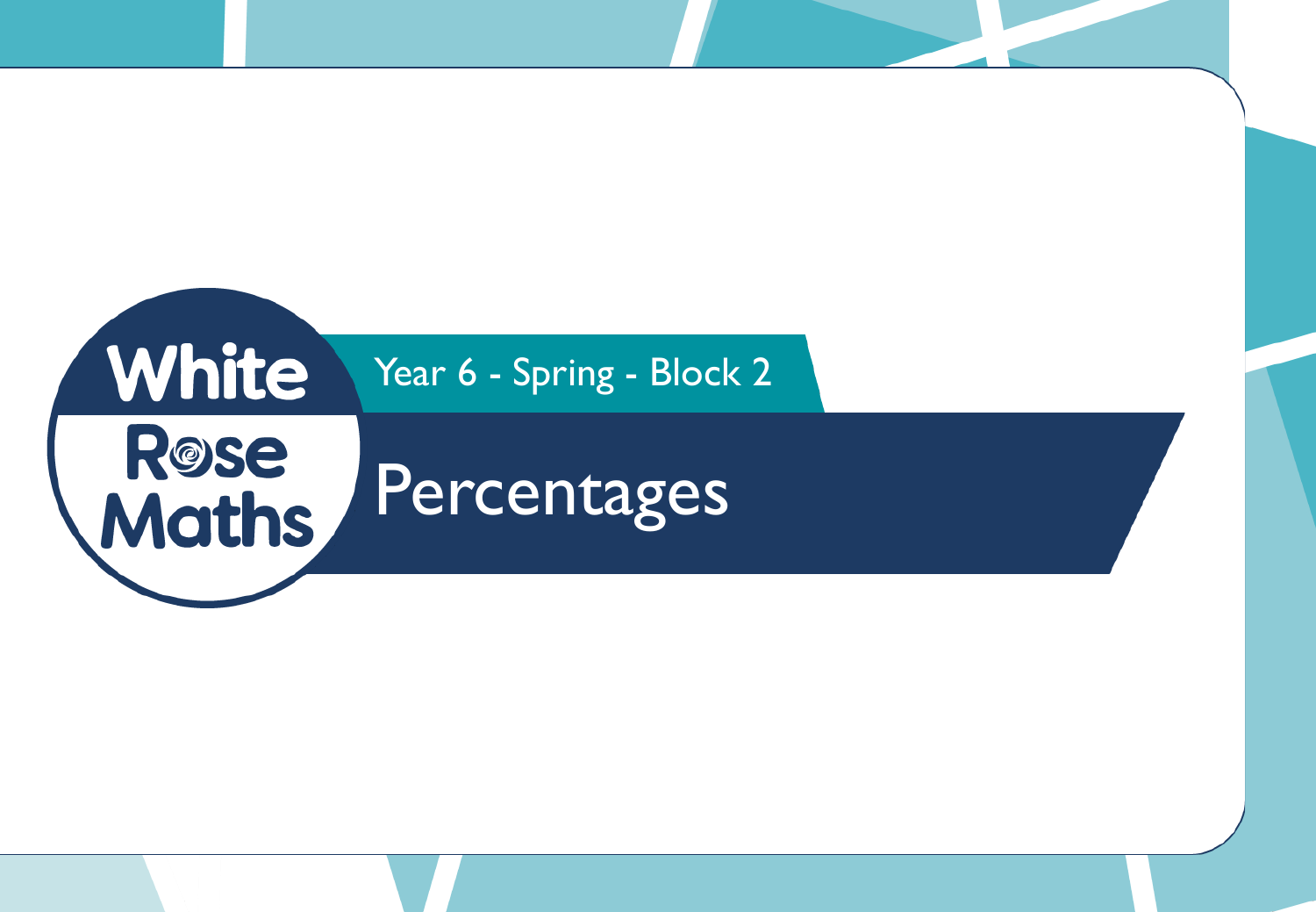White Rose Maths

Year 6 - Spring - Block 2

# Percentages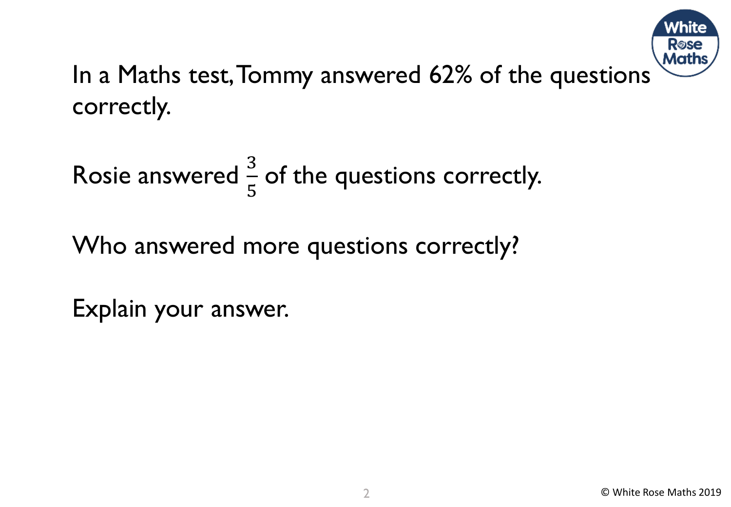In a Maths test, Tommy answered 62% of the questions correctly.

Rosie answered $\frac{3}{5}$ of the questions correctly.

Who answered more questions correctly?

Explain your answer.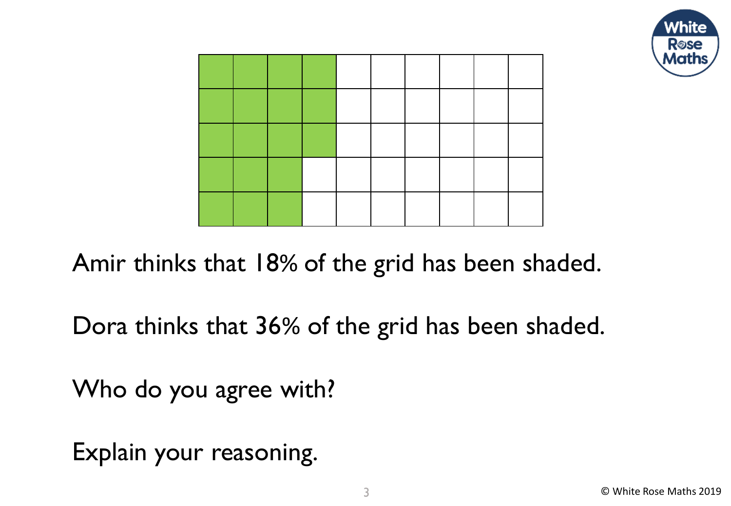Amir thinks that 18% of the grid has been shaded.

Dora thinks that 36% of the grid has been shaded.

Who do you agree with?

Explain your reasoning.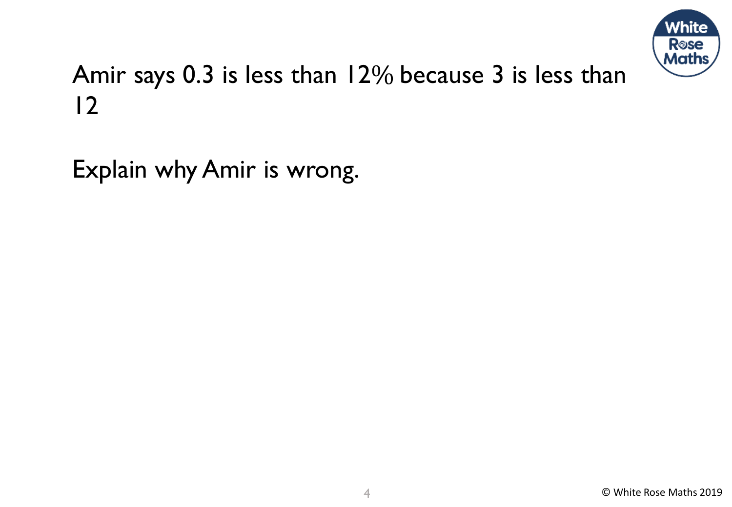Amir says 0.3 is less than 12% because 3 is less than 12

Explain why Amir is wrong.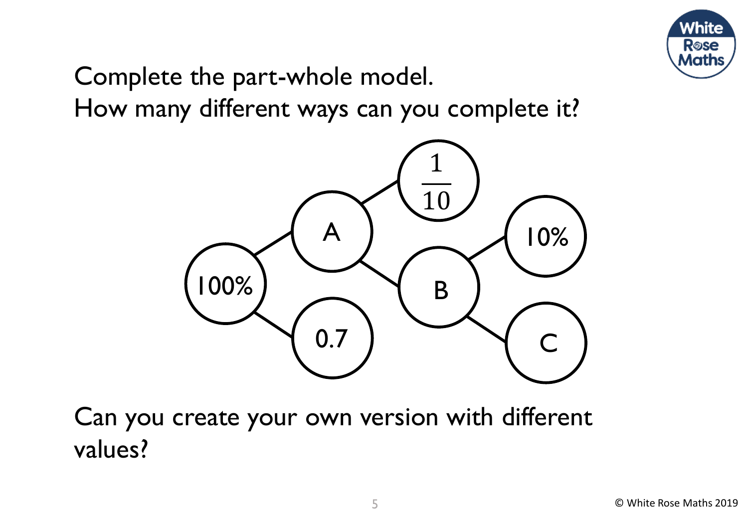Complete the part-whole model.
How many different ways can you complete it?

100%

A

0.7

$\frac{1}{10}$

B

10%

C

Can you create your own version with different values?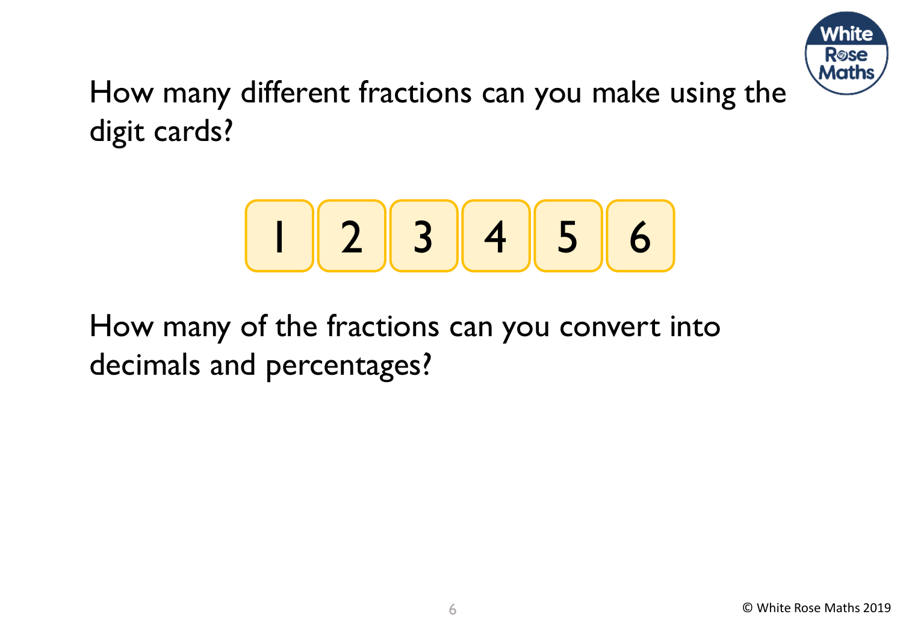How many different fractions can you make using the digit cards?

1 2 3 4 5 6

How many of the fractions can you convert into decimals and percentages?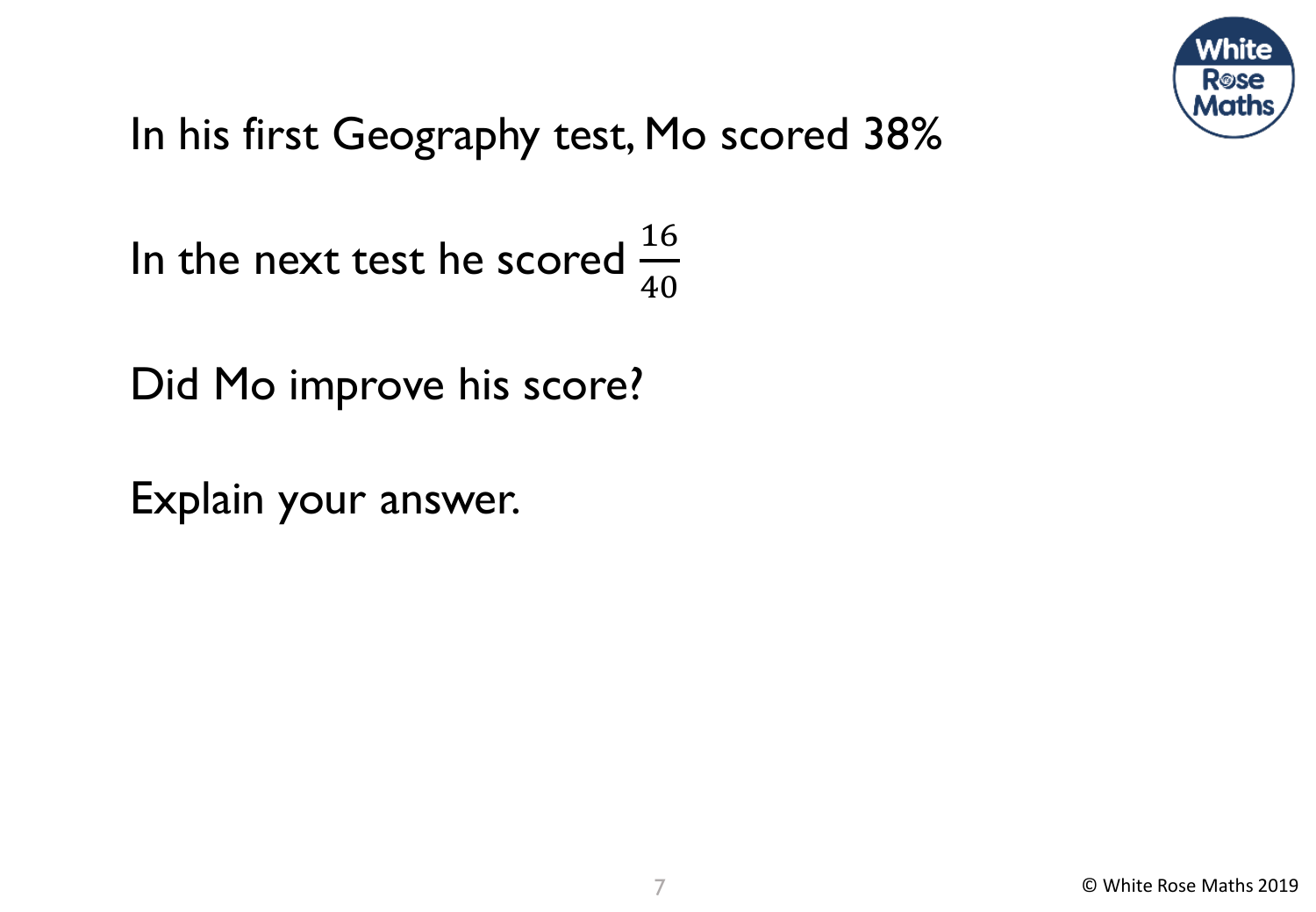In his first Geography test, Mo scored 38%

In the next test he scored $\frac{16}{40}$

Did Mo improve his score?

Explain your answer.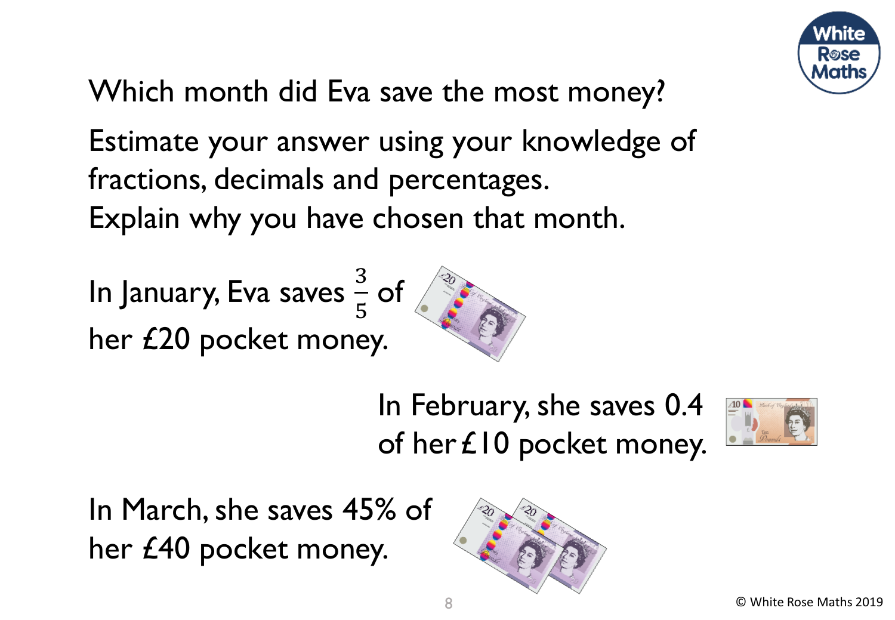Which month did Eva save the most money?

Estimate your answer using your knowledge of fractions, decimals and percentages.
Explain why you have chosen that month.

In January, Eva saves $\frac{3}{5}$ of her £20 pocket money.

In February, she saves 0.4 of her £10 pocket money.

In March, she saves 45% of her £40 pocket money.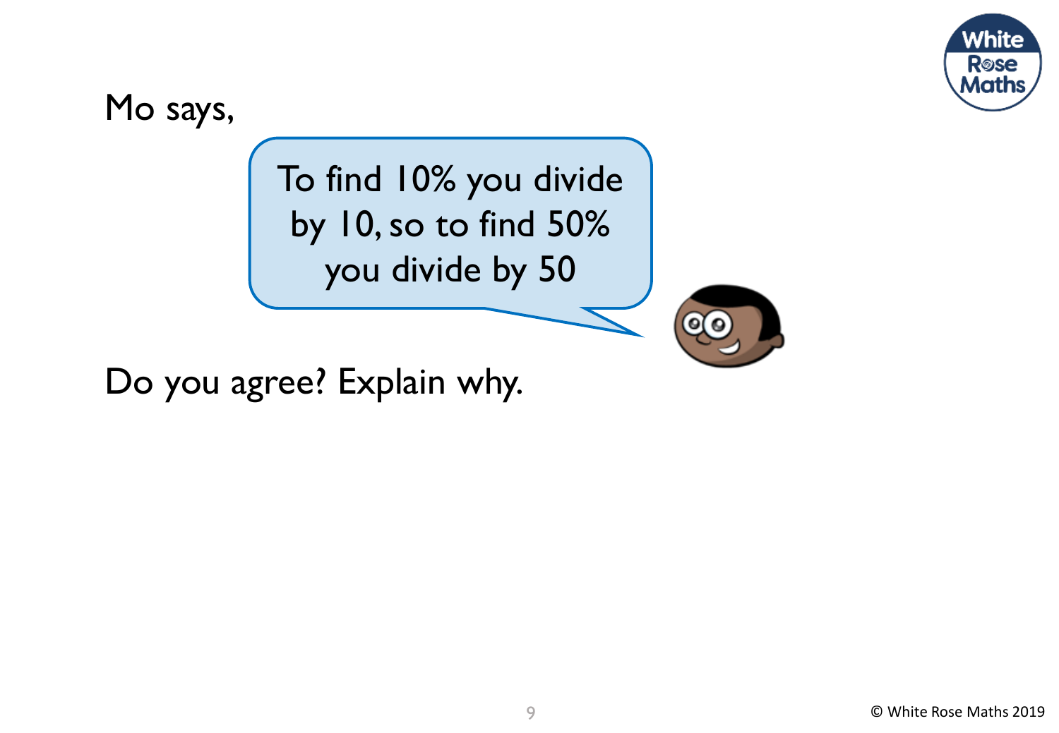Mo says,

> To find 10% you divide by 10, so to find 50% you divide by 50

Do you agree? Explain why.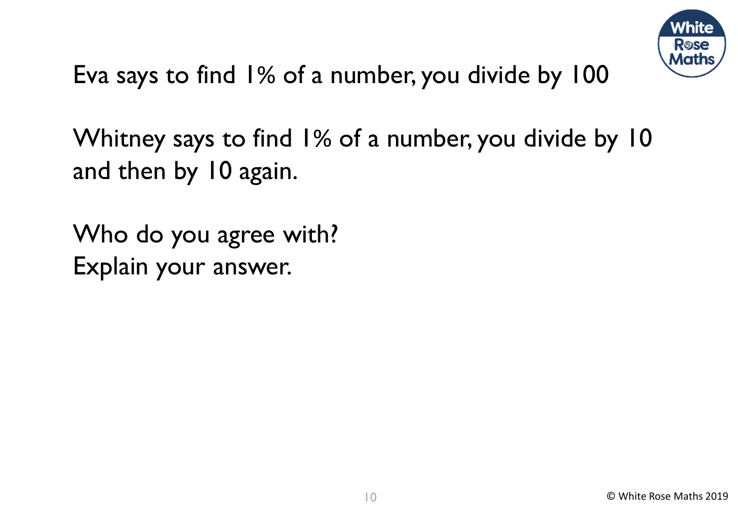Eva says to find 1% of a number, you divide by 100

Whitney says to find 1% of a number, you divide by 10 and then by 10 again.

Who do you agree with?
Explain your answer.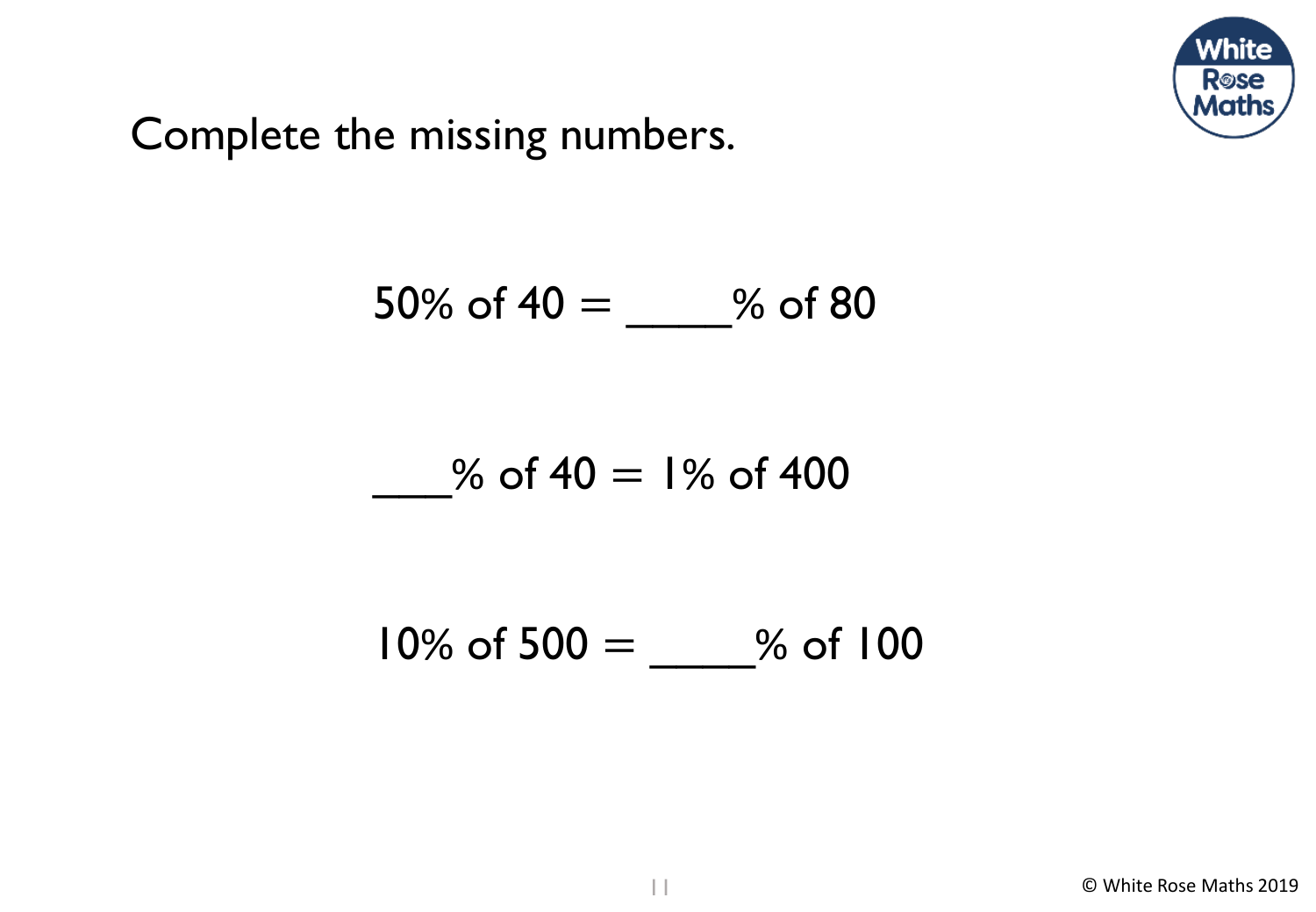Complete the missing numbers.

$50\%$ of $40 =$ ____% of $80$

___% of $40 = 1\%$ of $400$

$10\%$ of $500 =$ ____% of $100$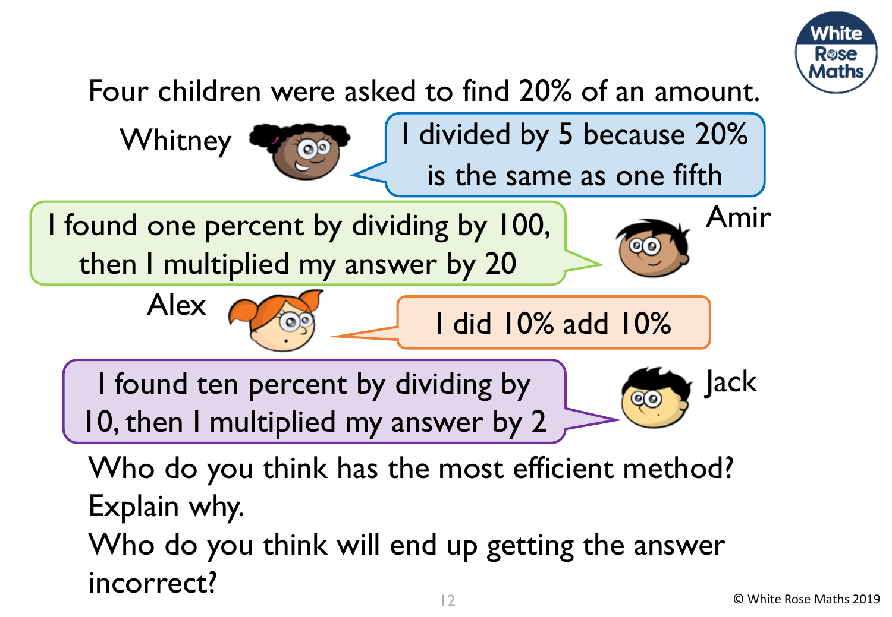Four children were asked to find 20% of an amount.

**Whitney:** I divided by 5 because 20% is the same as one fifth

**Amir:** I found one percent by dividing by 100, then I multiplied my answer by 20

**Alex:** I did 10% add 10%

**Jack:** I found ten percent by dividing by 10, then I multiplied my answer by 2

Who do you think has the most efficient method? Explain why.

Who do you think will end up getting the answer incorrect?

© White Rose Maths 2019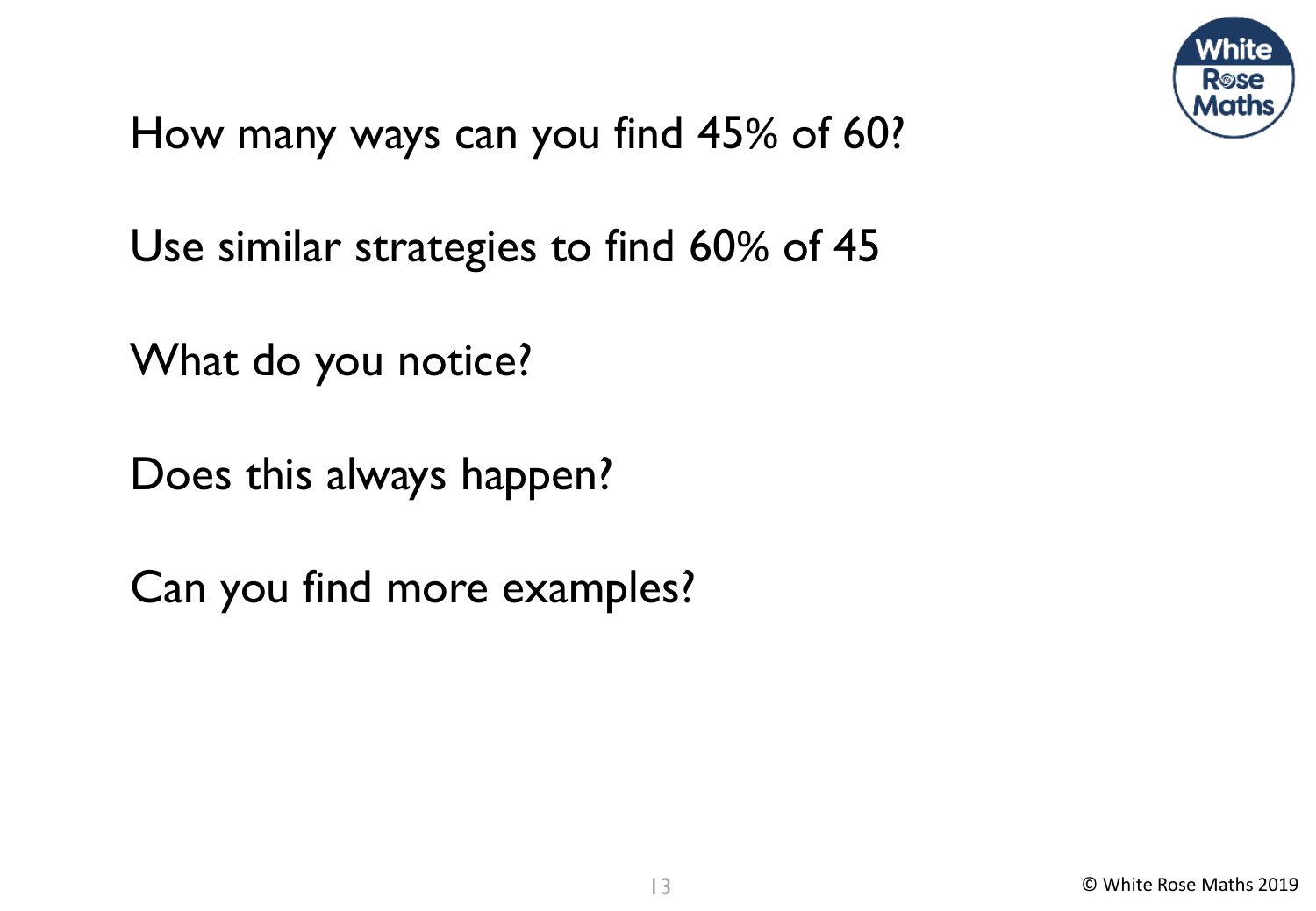How many ways can you find 45% of 60?

Use similar strategies to find 60% of 45

What do you notice?

Does this always happen?

Can you find more examples?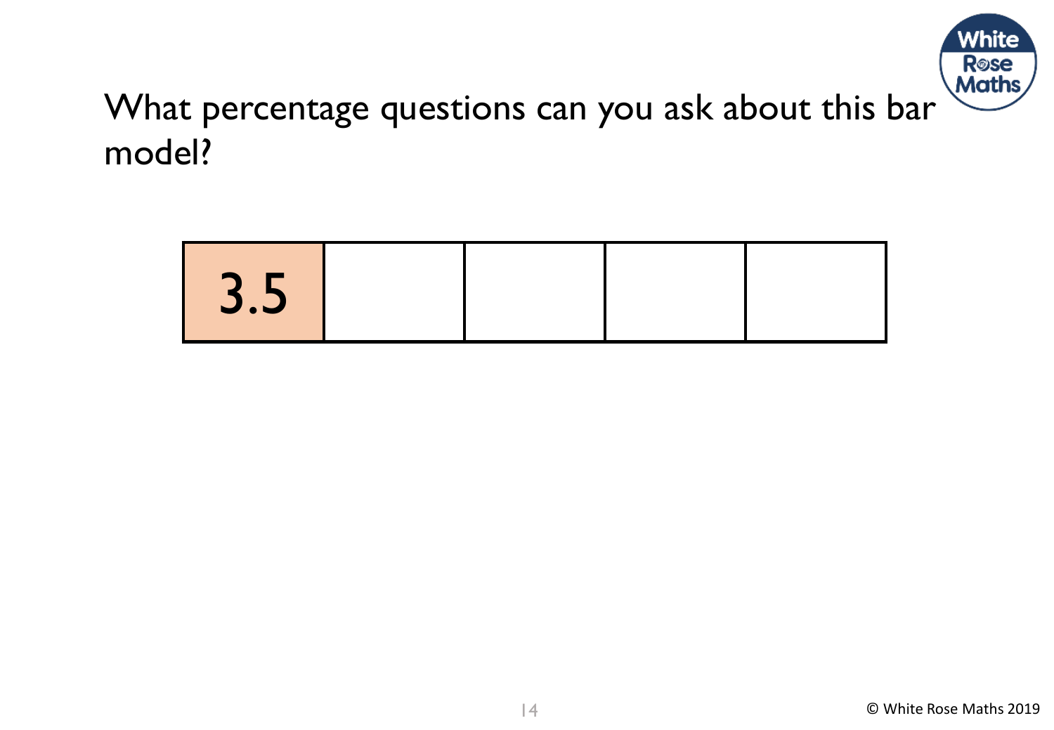What percentage questions can you ask about this bar model?

| 3.5 | | | | |
| --- | --- | --- | --- | --- |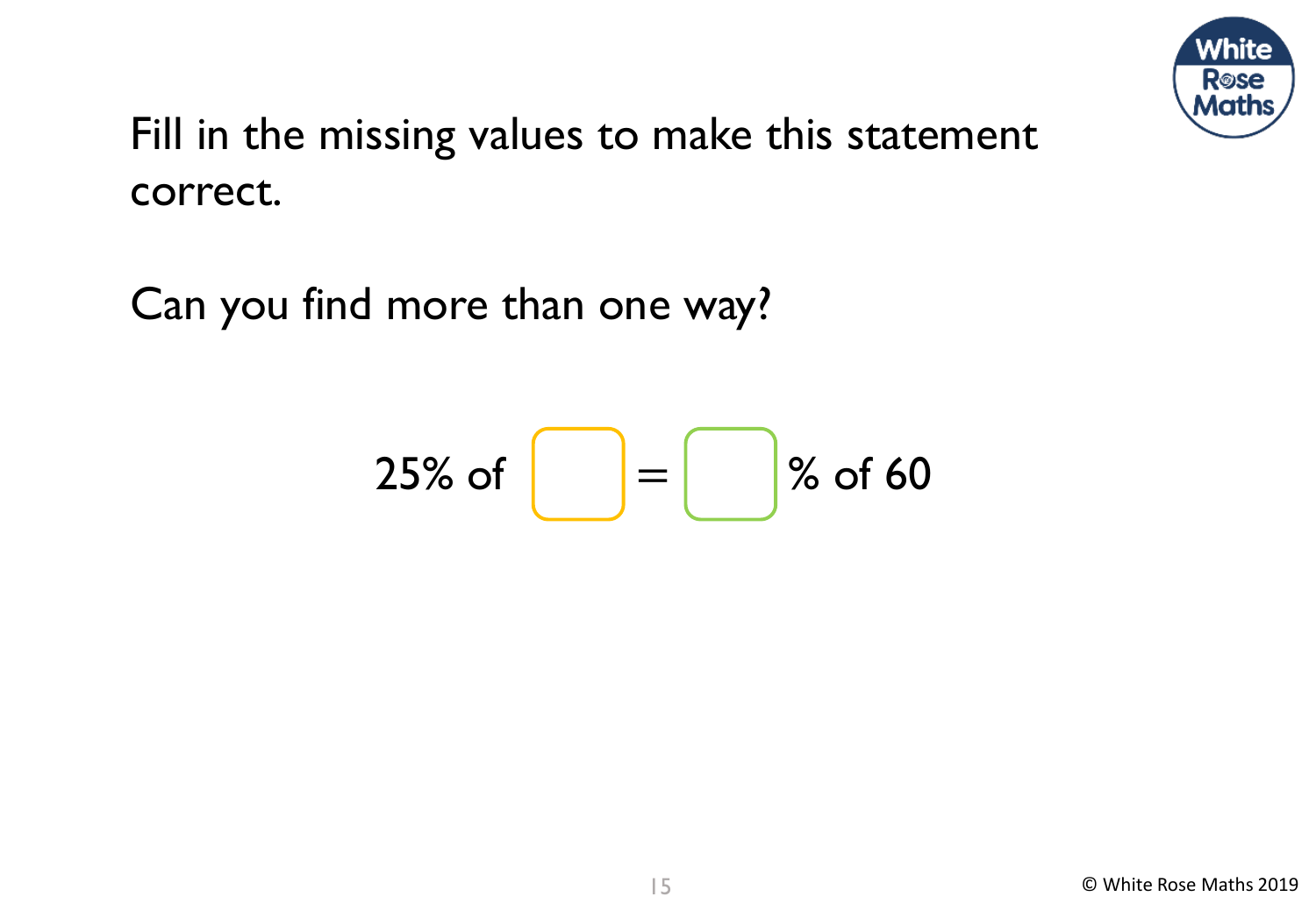Fill in the missing values to make this statement correct.

Can you find more than one way?

25% of ☐ = ☐ % of 60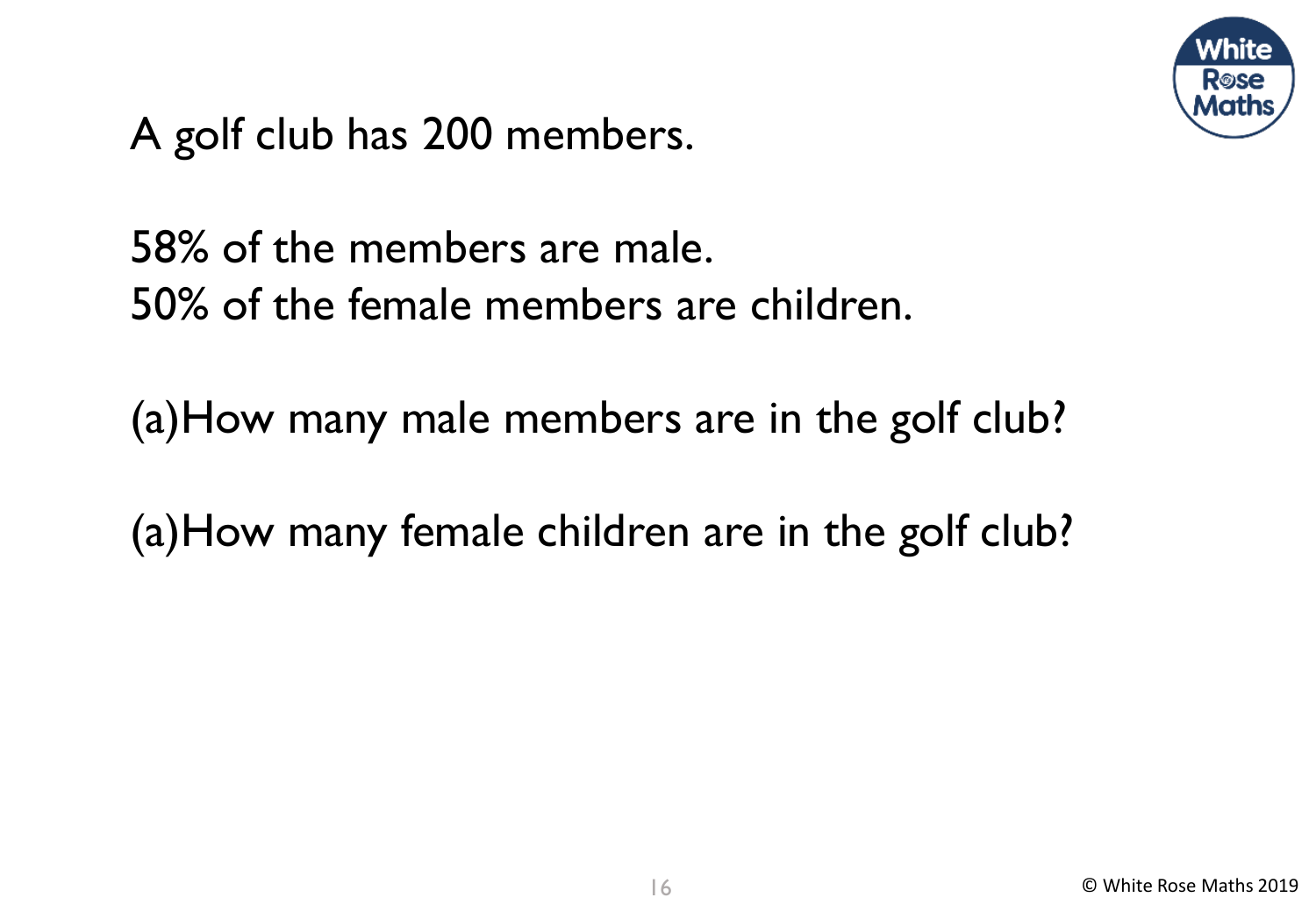A golf club has 200 members.

58% of the members are male.
50% of the female members are children.

(a) How many male members are in the golf club?

(a) How many female children are in the golf club?